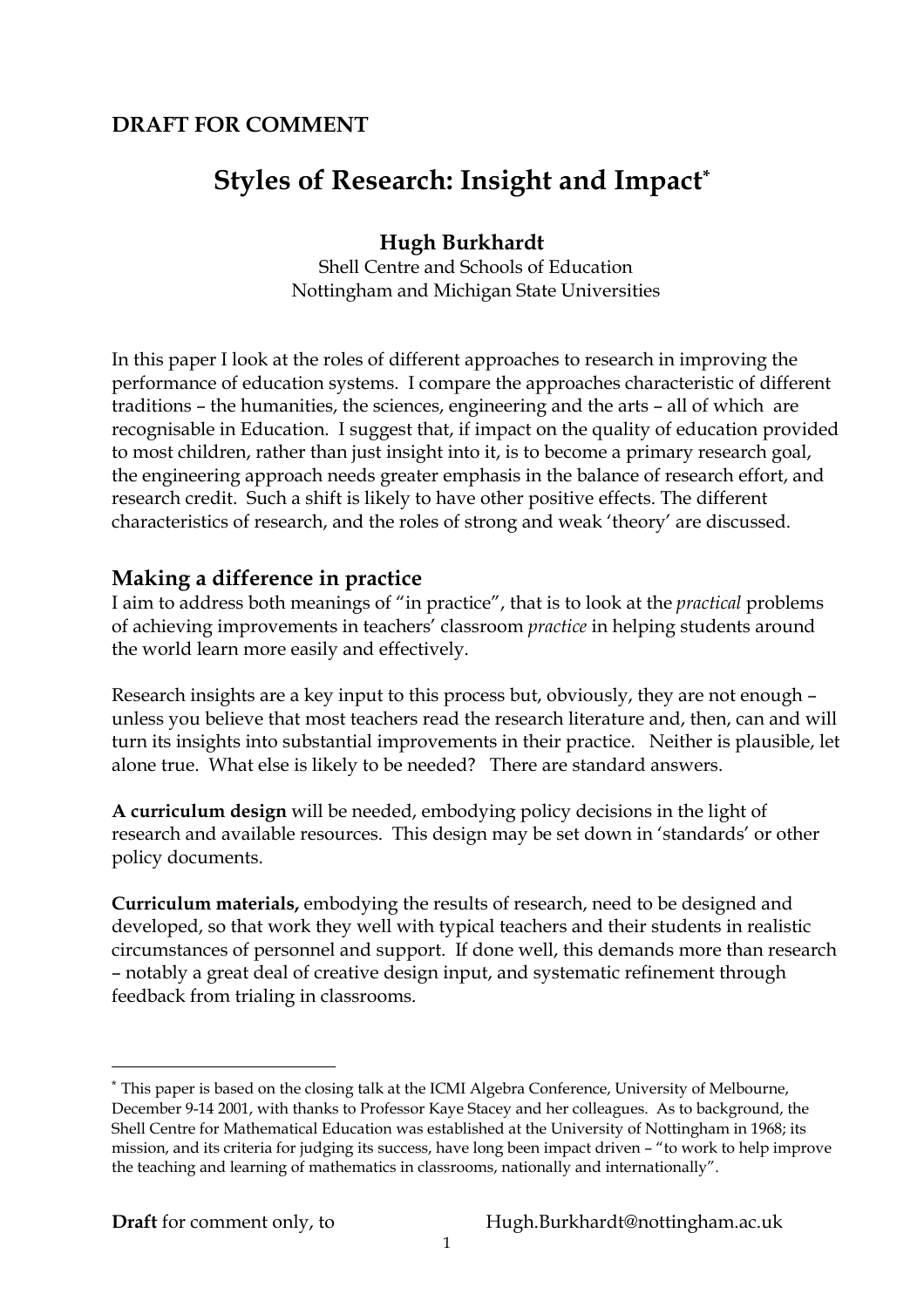**DRAFT FOR COMMENT**

# Styles of Research: Insight and Impact*

**Hugh Burkhardt**

Shell Centre and Schools of Education
Nottingham and Michigan State Universities

In this paper I look at the roles of different approaches to research in improving the performance of education systems. I compare the approaches characteristic of different traditions – the humanities, the sciences, engineering and the arts – all of which are recognisable in Education. I suggest that, if impact on the quality of education provided to most children, rather than just insight into it, is to become a primary research goal, the engineering approach needs greater emphasis in the balance of research effort, and research credit. Such a shift is likely to have other positive effects. The different characteristics of research, and the roles of strong and weak 'theory' are discussed.

## Making a difference in practice

I aim to address both meanings of "in practice", that is to look at the *practical* problems of achieving improvements in teachers' classroom *practice* in helping students around the world learn more easily and effectively.

Research insights are a key input to this process but, obviously, they are not enough – unless you believe that most teachers read the research literature and, then, can and will turn its insights into substantial improvements in their practice. Neither is plausible, let alone true. What else is likely to be needed? There are standard answers.

**A curriculum design** will be needed, embodying policy decisions in the light of research and available resources. This design may be set down in 'standards' or other policy documents.

**Curriculum materials,** embodying the results of research, need to be designed and developed, so that work they well with typical teachers and their students in realistic circumstances of personnel and support. If done well, this demands more than research – notably a great deal of creative design input, and systematic refinement through feedback from trialing in classrooms.

---

* This paper is based on the closing talk at the ICMI Algebra Conference, University of Melbourne, December 9-14 2001, with thanks to Professor Kaye Stacey and her colleagues. As to background, the Shell Centre for Mathematical Education was established at the University of Nottingham in 1968; its mission, and its criteria for judging its success, have long been impact driven – "to work to help improve the teaching and learning of mathematics in classrooms, nationally and internationally".

**Draft** for comment only, to Hugh.Burkhardt@nottingham.ac.uk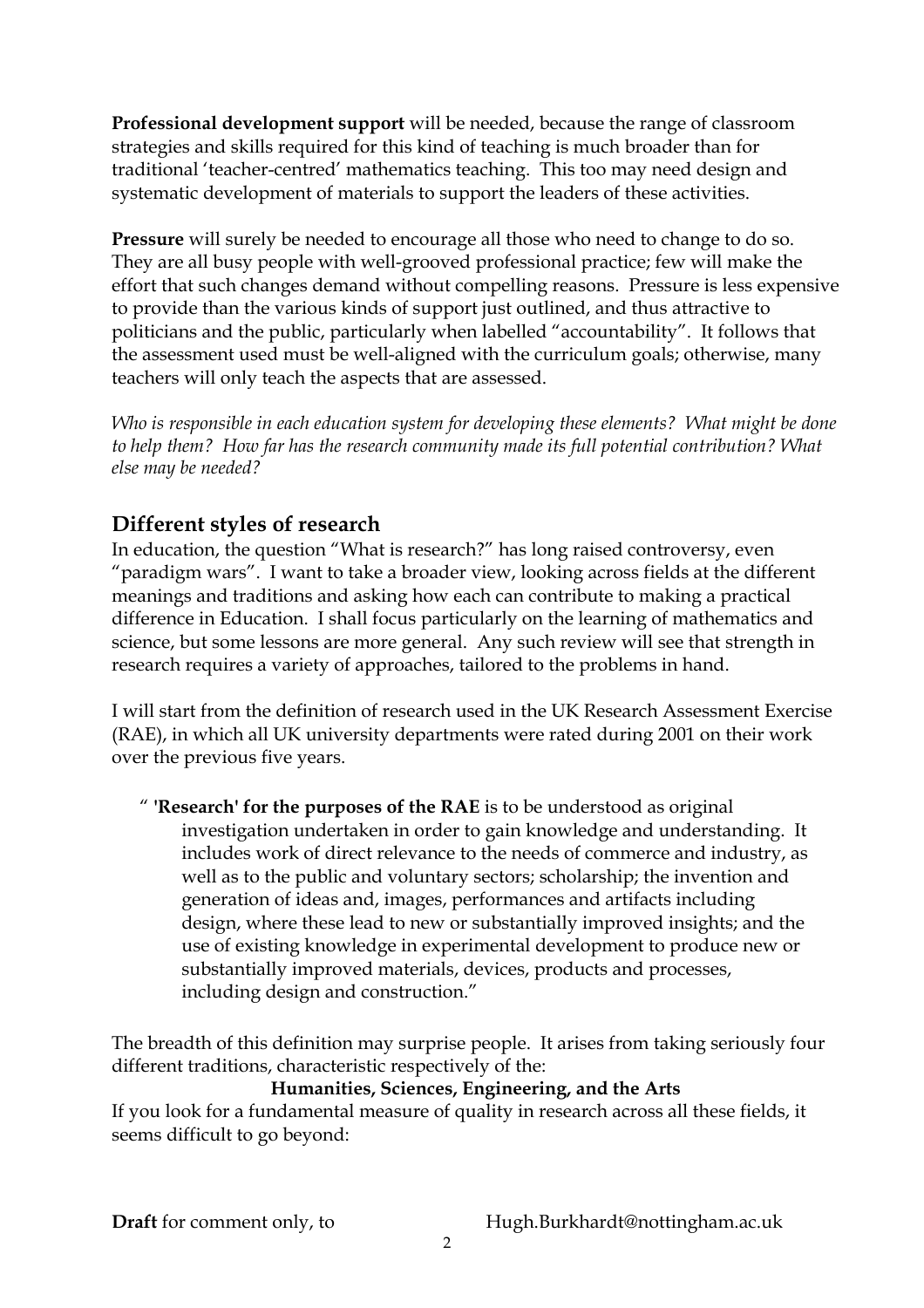**Professional development support** will be needed, because the range of classroom strategies and skills required for this kind of teaching is much broader than for traditional 'teacher-centred' mathematics teaching. This too may need design and systematic development of materials to support the leaders of these activities.

**Pressure** will surely be needed to encourage all those who need to change to do so. They are all busy people with well-grooved professional practice; few will make the effort that such changes demand without compelling reasons. Pressure is less expensive to provide than the various kinds of support just outlined, and thus attractive to politicians and the public, particularly when labelled "accountability". It follows that the assessment used must be well-aligned with the curriculum goals; otherwise, many teachers will only teach the aspects that are assessed.

*Who is responsible in each education system for developing these elements? What might be done to help them? How far has the research community made its full potential contribution? What else may be needed?*

## Different styles of research

In education, the question "What is research?" has long raised controversy, even "paradigm wars". I want to take a broader view, looking across fields at the different meanings and traditions and asking how each can contribute to making a practical difference in Education. I shall focus particularly on the learning of mathematics and science, but some lessons are more general. Any such review will see that strength in research requires a variety of approaches, tailored to the problems in hand.

I will start from the definition of research used in the UK Research Assessment Exercise (RAE), in which all UK university departments were rated during 2001 on their work over the previous five years.

> " **'Research' for the purposes of the RAE** is to be understood as original investigation undertaken in order to gain knowledge and understanding. It includes work of direct relevance to the needs of commerce and industry, as well as to the public and voluntary sectors; scholarship; the invention and generation of ideas and, images, performances and artifacts including design, where these lead to new or substantially improved insights; and the use of existing knowledge in experimental development to produce new or substantially improved materials, devices, products and processes, including design and construction."

The breadth of this definition may surprise people. It arises from taking seriously four different traditions, characteristic respectively of the:

**Humanities, Sciences, Engineering, and the Arts**

If you look for a fundamental measure of quality in research across all these fields, it seems difficult to go beyond:

**Draft** for comment only, to Hugh.Burkhardt@nottingham.ac.uk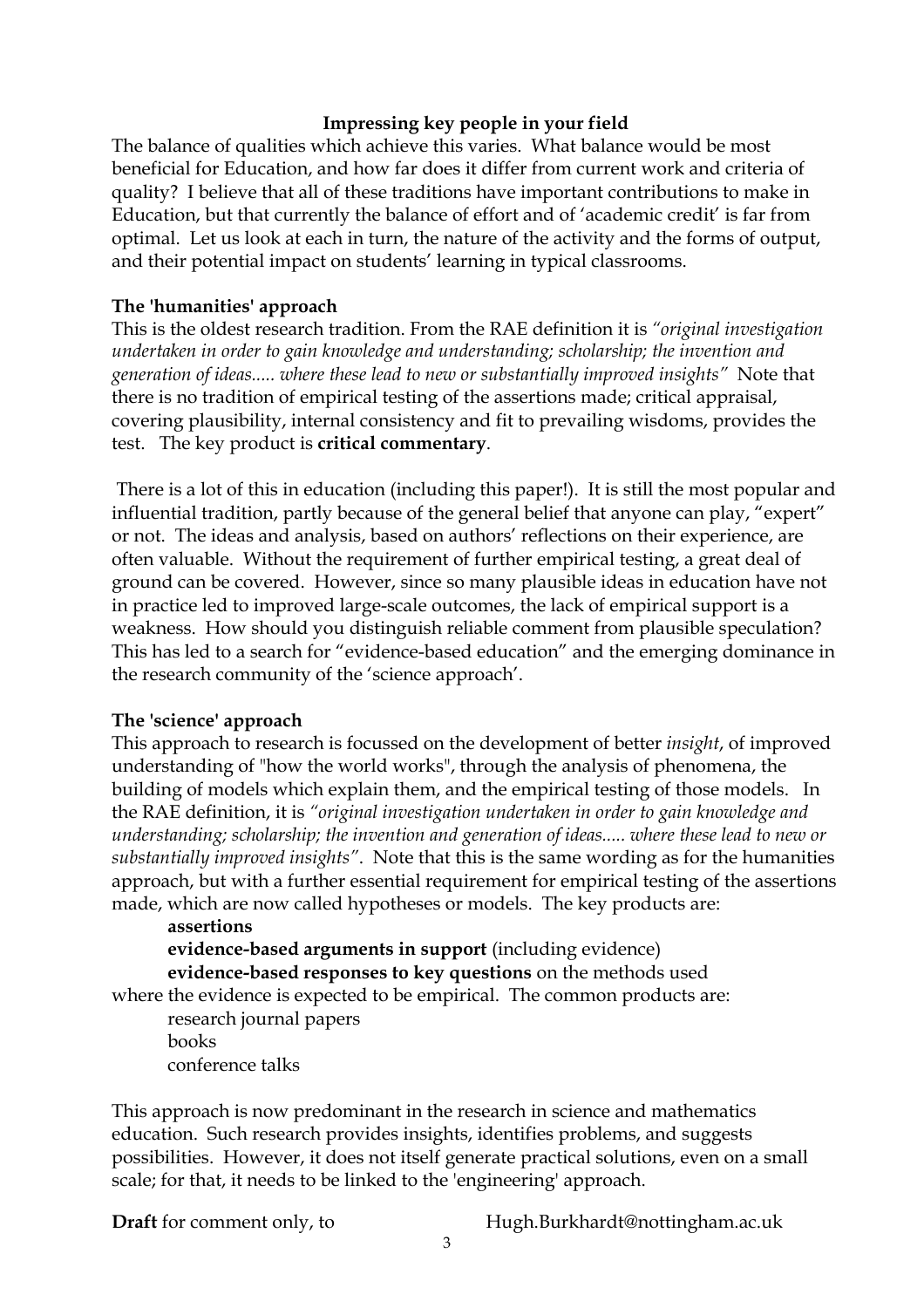**Impressing key people in your field**

The balance of qualities which achieve this varies. What balance would be most beneficial for Education, and how far does it differ from current work and criteria of quality? I believe that all of these traditions have important contributions to make in Education, but that currently the balance of effort and of 'academic credit' is far from optimal. Let us look at each in turn, the nature of the activity and the forms of output, and their potential impact on students' learning in typical classrooms.

**The 'humanities' approach**

This is the oldest research tradition. From the RAE definition it is *"original investigation undertaken in order to gain knowledge and understanding; scholarship; the invention and generation of ideas..... where these lead to new or substantially improved insights"* Note that there is no tradition of empirical testing of the assertions made; critical appraisal, covering plausibility, internal consistency and fit to prevailing wisdoms, provides the test. The key product is **critical commentary**.

There is a lot of this in education (including this paper!). It is still the most popular and influential tradition, partly because of the general belief that anyone can play, "expert" or not. The ideas and analysis, based on authors' reflections on their experience, are often valuable. Without the requirement of further empirical testing, a great deal of ground can be covered. However, since so many plausible ideas in education have not in practice led to improved large-scale outcomes, the lack of empirical support is a weakness. How should you distinguish reliable comment from plausible speculation? This has led to a search for "evidence-based education" and the emerging dominance in the research community of the 'science approach'.

**The 'science' approach**

This approach to research is focussed on the development of better *insight*, of improved understanding of "how the world works", through the analysis of phenomena, the building of models which explain them, and the empirical testing of those models. In the RAE definition, it is *"original investigation undertaken in order to gain knowledge and understanding; scholarship; the invention and generation of ideas..... where these lead to new or substantially improved insights"*. Note that this is the same wording as for the humanities approach, but with a further essential requirement for empirical testing of the assertions made, which are now called hypotheses or models. The key products are:

> **assertions**
> **evidence-based arguments in support** (including evidence)
> **evidence-based responses to key questions** on the methods used

where the evidence is expected to be empirical. The common products are:

> research journal papers
> books
> conference talks

This approach is now predominant in the research in science and mathematics education. Such research provides insights, identifies problems, and suggests possibilities. However, it does not itself generate practical solutions, even on a small scale; for that, it needs to be linked to the 'engineering' approach.

**Draft** for comment only, to Hugh.Burkhardt@nottingham.ac.uk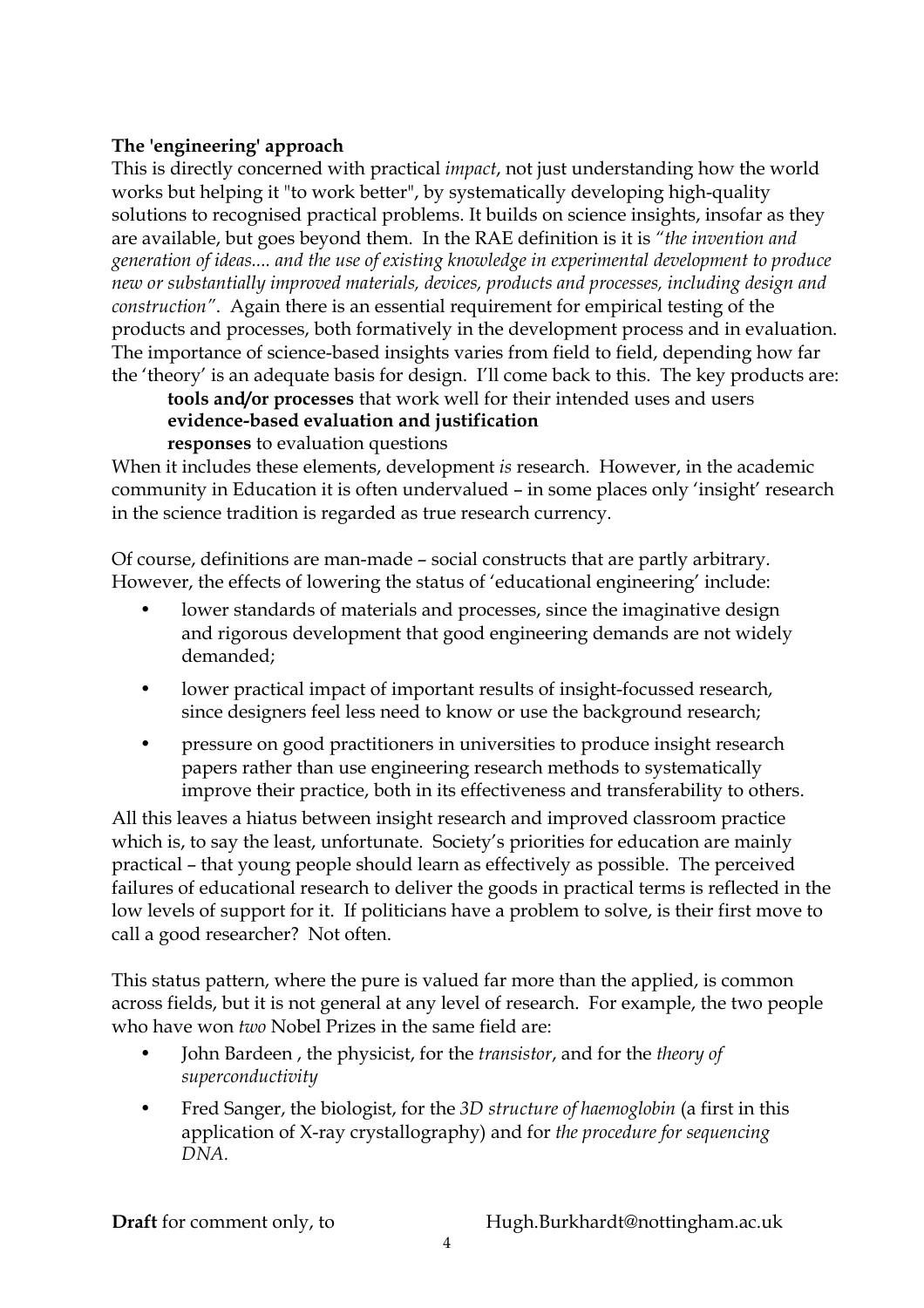**The 'engineering' approach**

This is directly concerned with practical *impact*, not just understanding how the world works but helping it "to work better", by systematically developing high-quality solutions to recognised practical problems. It builds on science insights, insofar as they are available, but goes beyond them. In the RAE definition is it is *"the invention and generation of ideas.... and the use of existing knowledge in experimental development to produce new or substantially improved materials, devices, products and processes, including design and construction"*. Again there is an essential requirement for empirical testing of the products and processes, both formatively in the development process and in evaluation. The importance of science-based insights varies from field to field, depending how far the 'theory' is an adequate basis for design. I'll come back to this. The key products are:

**tools and/or processes** that work well for their intended uses and users
**evidence-based evaluation and justification**
**responses** to evaluation questions

When it includes these elements, development *is* research. However, in the academic community in Education it is often undervalued – in some places only 'insight' research in the science tradition is regarded as true research currency.

Of course, definitions are man-made – social constructs that are partly arbitrary. However, the effects of lowering the status of 'educational engineering' include:

- lower standards of materials and processes, since the imaginative design and rigorous development that good engineering demands are not widely demanded;
- lower practical impact of important results of insight-focussed research, since designers feel less need to know or use the background research;
- pressure on good practitioners in universities to produce insight research papers rather than use engineering research methods to systematically improve their practice, both in its effectiveness and transferability to others.

All this leaves a hiatus between insight research and improved classroom practice which is, to say the least, unfortunate. Society's priorities for education are mainly practical – that young people should learn as effectively as possible. The perceived failures of educational research to deliver the goods in practical terms is reflected in the low levels of support for it. If politicians have a problem to solve, is their first move to call a good researcher? Not often.

This status pattern, where the pure is valued far more than the applied, is common across fields, but it is not general at any level of research. For example, the two people who have won *two* Nobel Prizes in the same field are:

- John Bardeen , the physicist, for the *transistor*, and for the *theory of superconductivity*
- Fred Sanger, the biologist, for the *3D structure of haemoglobin* (a first in this application of X-ray crystallography) and for *the procedure for sequencing DNA.*

**Draft** for comment only, to Hugh.Burkhardt@nottingham.ac.uk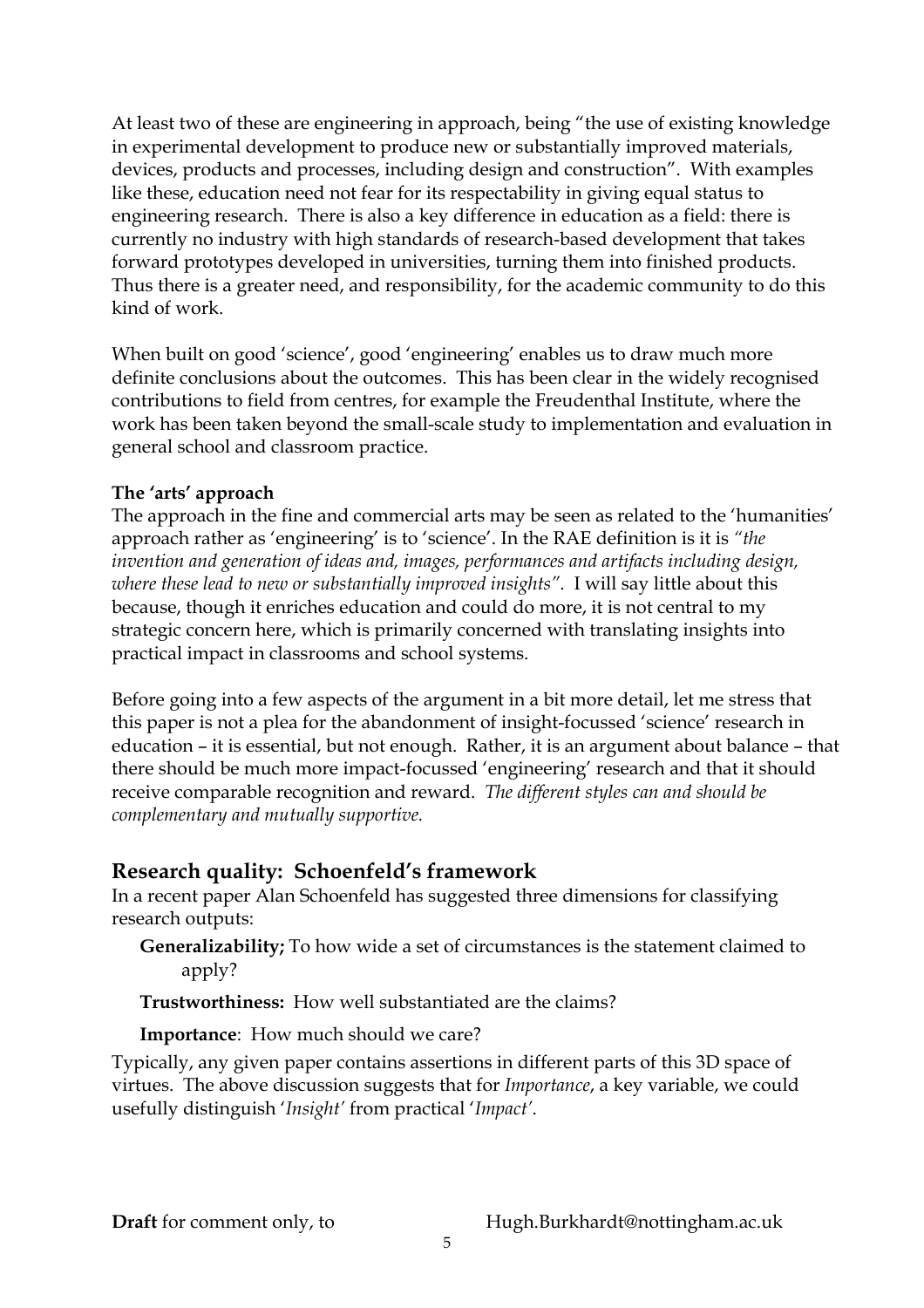At least two of these are engineering in approach, being "the use of existing knowledge in experimental development to produce new or substantially improved materials, devices, products and processes, including design and construction". With examples like these, education need not fear for its respectability in giving equal status to engineering research. There is also a key difference in education as a field: there is currently no industry with high standards of research-based development that takes forward prototypes developed in universities, turning them into finished products. Thus there is a greater need, and responsibility, for the academic community to do this kind of work.

When built on good 'science', good 'engineering' enables us to draw much more definite conclusions about the outcomes. This has been clear in the widely recognised contributions to field from centres, for example the Freudenthal Institute, where the work has been taken beyond the small-scale study to implementation and evaluation in general school and classroom practice.

**The 'arts' approach**

The approach in the fine and commercial arts may be seen as related to the 'humanities' approach rather as 'engineering' is to 'science'. In the RAE definition is it is *"the invention and generation of ideas and, images, performances and artifacts including design, where these lead to new or substantially improved insights"*. I will say little about this because, though it enriches education and could do more, it is not central to my strategic concern here, which is primarily concerned with translating insights into practical impact in classrooms and school systems.

Before going into a few aspects of the argument in a bit more detail, let me stress that this paper is not a plea for the abandonment of insight-focussed 'science' research in education – it is essential, but not enough. Rather, it is an argument about balance – that there should be much more impact-focussed 'engineering' research and that it should receive comparable recognition and reward. *The different styles can and should be complementary and mutually supportive.*

## Research quality: Schoenfeld's framework

In a recent paper Alan Schoenfeld has suggested three dimensions for classifying research outputs:

**Generalizability;** To how wide a set of circumstances is the statement claimed to apply?

**Trustworthiness:** How well substantiated are the claims?

**Importance**: How much should we care?

Typically, any given paper contains assertions in different parts of this 3D space of virtues. The above discussion suggests that for *Importance*, a key variable, we could usefully distinguish '*Insight'* from practical '*Impact'*.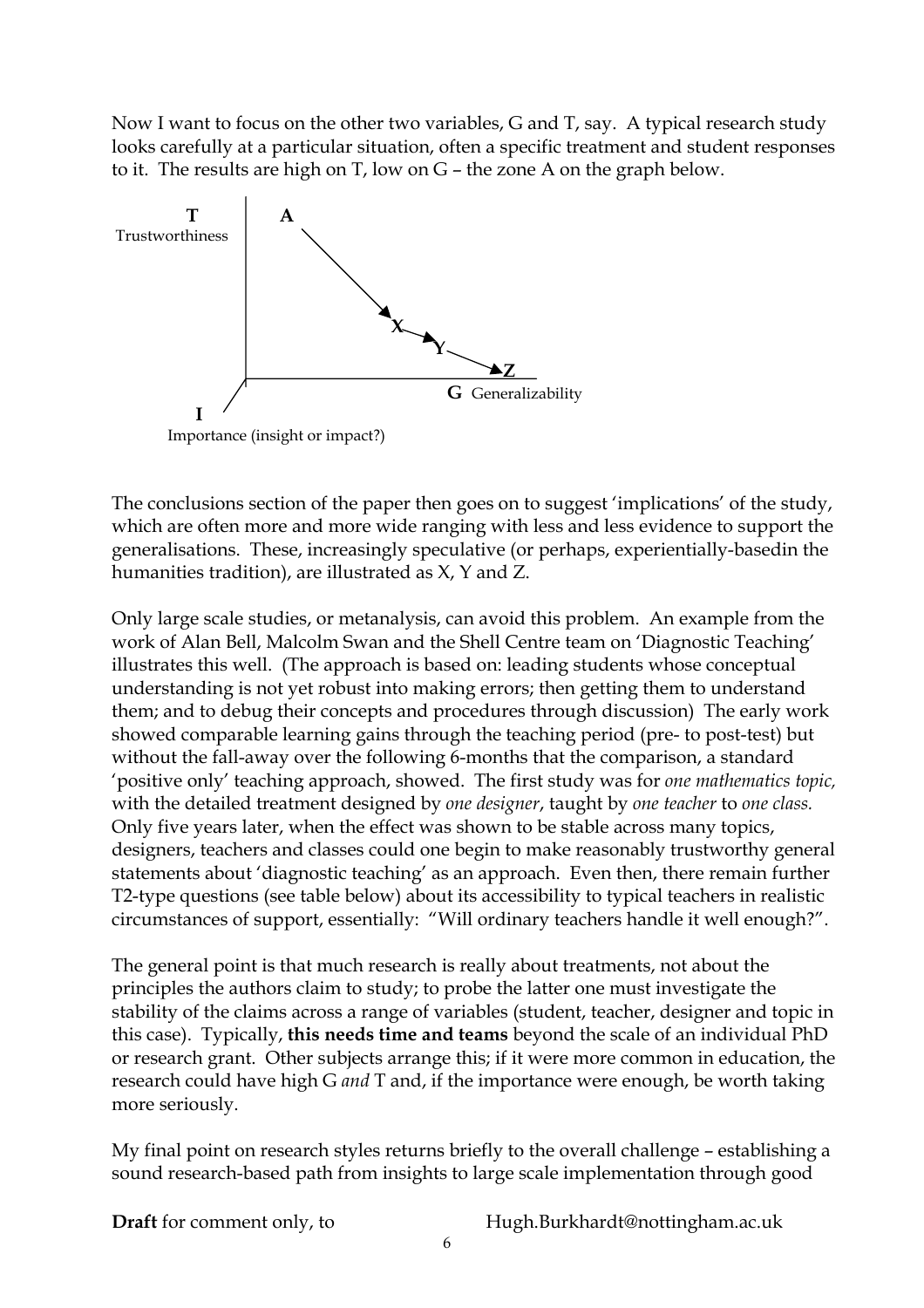Now I want to focus on the other two variables, G and T, say. A typical research study looks carefully at a particular situation, often a specific treatment and student responses to it. The results are high on T, low on G – the zone A on the graph below.

The conclusions section of the paper then goes on to suggest 'implications' of the study, which are often more and more wide ranging with less and less evidence to support the generalisations. These, increasingly speculative (or perhaps, experientially-basedin the humanities tradition), are illustrated as X, Y and Z.

Only large scale studies, or metanalysis, can avoid this problem. An example from the work of Alan Bell, Malcolm Swan and the Shell Centre team on 'Diagnostic Teaching' illustrates this well. (The approach is based on: leading students whose conceptual understanding is not yet robust into making errors; then getting them to understand them; and to debug their concepts and procedures through discussion) The early work showed comparable learning gains through the teaching period (pre- to post-test) but without the fall-away over the following 6-months that the comparison, a standard 'positive only' teaching approach, showed. The first study was for *one mathematics topic,* with the detailed treatment designed by *one designer*, taught by *one teacher* to *one class.* Only five years later, when the effect was shown to be stable across many topics, designers, teachers and classes could one begin to make reasonably trustworthy general statements about 'diagnostic teaching' as an approach. Even then, there remain further T2-type questions (see table below) about its accessibility to typical teachers in realistic circumstances of support, essentially: "Will ordinary teachers handle it well enough?".

The general point is that much research is really about treatments, not about the principles the authors claim to study; to probe the latter one must investigate the stability of the claims across a range of variables (student, teacher, designer and topic in this case). Typically, **this needs time and teams** beyond the scale of an individual PhD or research grant. Other subjects arrange this; if it were more common in education, the research could have high G *and* T and, if the importance were enough, be worth taking more seriously.

My final point on research styles returns briefly to the overall challenge – establishing a sound research-based path from insights to large scale implementation through good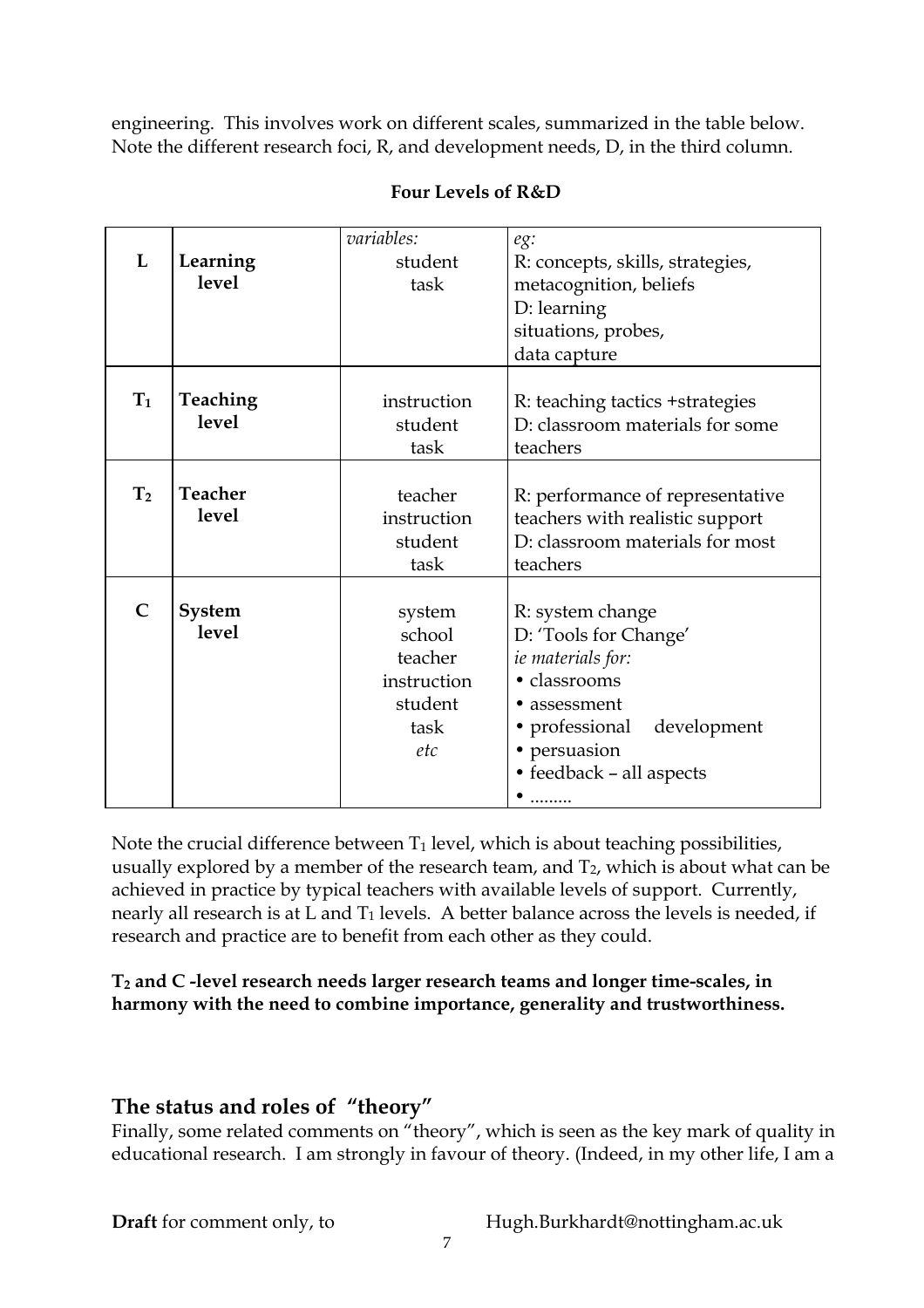engineering. This involves work on different scales, summarized in the table below. Note the different research foci, R, and development needs, D, in the third column.

**Four Levels of R&D**

| | | | |
|---|---|---|---|
| **L** | **Learning level** | *variables:* student task | *eg:* R: concepts, skills, strategies, metacognition, beliefs D: learning situations, probes, data capture |
| $T_1$ | **Teaching level** | instruction student task | R: teaching tactics +strategies D: classroom materials for some teachers |
| $T_2$ | **Teacher level** | teacher instruction student task | R: performance of representative teachers with realistic support D: classroom materials for most teachers |
| **C** | **System level** | system school teacher instruction student task *etc* | R: system change D: 'Tools for Change' *ie materials for:* • classrooms • assessment • professional development • persuasion • feedback – all aspects • ......... |

Note the crucial difference between $T_1$ level, which is about teaching possibilities, usually explored by a member of the research team, and $T_2$, which is about what can be achieved in practice by typical teachers with available levels of support. Currently, nearly all research is at L and $T_1$ levels. A better balance across the levels is needed, if research and practice are to benefit from each other as they could.

**$T_2$ and C -level research needs larger research teams and longer time-scales, in harmony with the need to combine importance, generality and trustworthiness.**

## The status and roles of "theory"

Finally, some related comments on "theory", which is seen as the key mark of quality in educational research. I am strongly in favour of theory. (Indeed, in my other life, I am a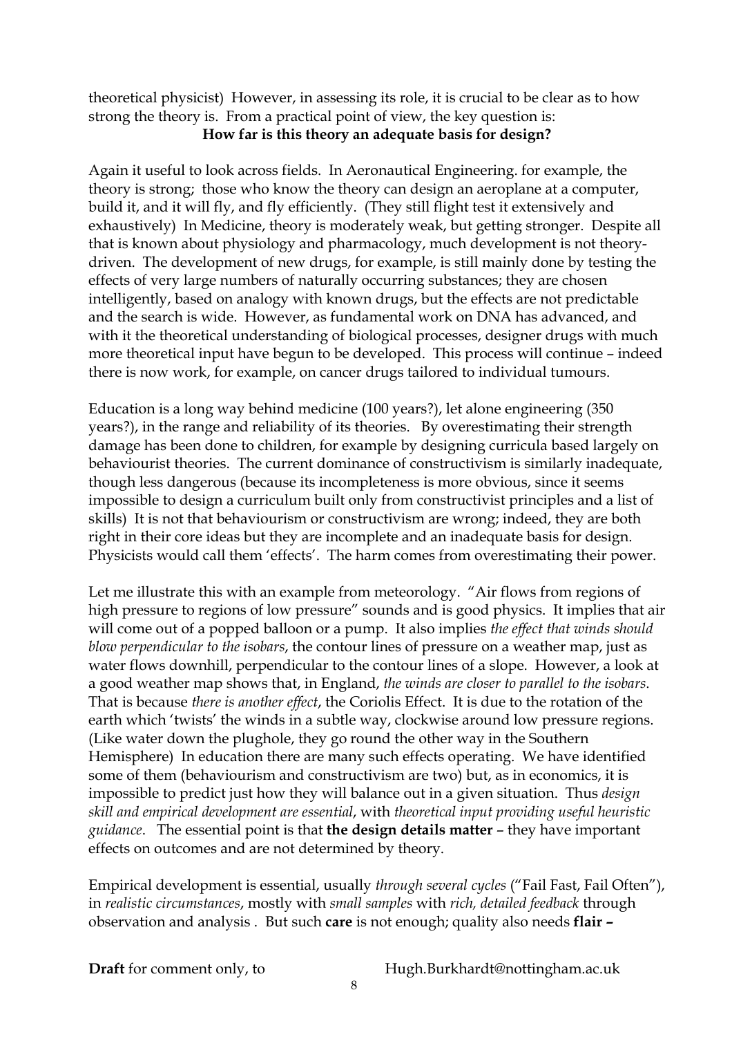theoretical physicist) However, in assessing its role, it is crucial to be clear as to how strong the theory is. From a practical point of view, the key question is:

**How far is this theory an adequate basis for design?**

Again it useful to look across fields. In Aeronautical Engineering. for example, the theory is strong; those who know the theory can design an aeroplane at a computer, build it, and it will fly, and fly efficiently. (They still flight test it extensively and exhaustively) In Medicine, theory is moderately weak, but getting stronger. Despite all that is known about physiology and pharmacology, much development is not theory-driven. The development of new drugs, for example, is still mainly done by testing the effects of very large numbers of naturally occurring substances; they are chosen intelligently, based on analogy with known drugs, but the effects are not predictable and the search is wide. However, as fundamental work on DNA has advanced, and with it the theoretical understanding of biological processes, designer drugs with much more theoretical input have begun to be developed. This process will continue – indeed there is now work, for example, on cancer drugs tailored to individual tumours.

Education is a long way behind medicine (100 years?), let alone engineering (350 years?), in the range and reliability of its theories. By overestimating their strength damage has been done to children, for example by designing curricula based largely on behaviourist theories. The current dominance of constructivism is similarly inadequate, though less dangerous (because its incompleteness is more obvious, since it seems impossible to design a curriculum built only from constructivist principles and a list of skills) It is not that behaviourism or constructivism are wrong; indeed, they are both right in their core ideas but they are incomplete and an inadequate basis for design. Physicists would call them 'effects'. The harm comes from overestimating their power.

Let me illustrate this with an example from meteorology. "Air flows from regions of high pressure to regions of low pressure" sounds and is good physics. It implies that air will come out of a popped balloon or a pump. It also implies *the effect that winds should blow perpendicular to the isobars*, the contour lines of pressure on a weather map, just as water flows downhill, perpendicular to the contour lines of a slope. However, a look at a good weather map shows that, in England, *the winds are closer to parallel to the isobars*. That is because *there is another effect*, the Coriolis Effect. It is due to the rotation of the earth which 'twists' the winds in a subtle way, clockwise around low pressure regions. (Like water down the plughole, they go round the other way in the Southern Hemisphere) In education there are many such effects operating. We have identified some of them (behaviourism and constructivism are two) but, as in economics, it is impossible to predict just how they will balance out in a given situation. Thus *design skill and empirical development are essential*, with *theoretical input providing useful heuristic guidance*. The essential point is that **the design details matter** – they have important effects on outcomes and are not determined by theory.

Empirical development is essential, usually *through several cycles* ("Fail Fast, Fail Often"), in *realistic circumstances*, mostly with *small samples* with *rich, detailed feedback* through observation and analysis . But such **care** is not enough; quality also needs **flair –**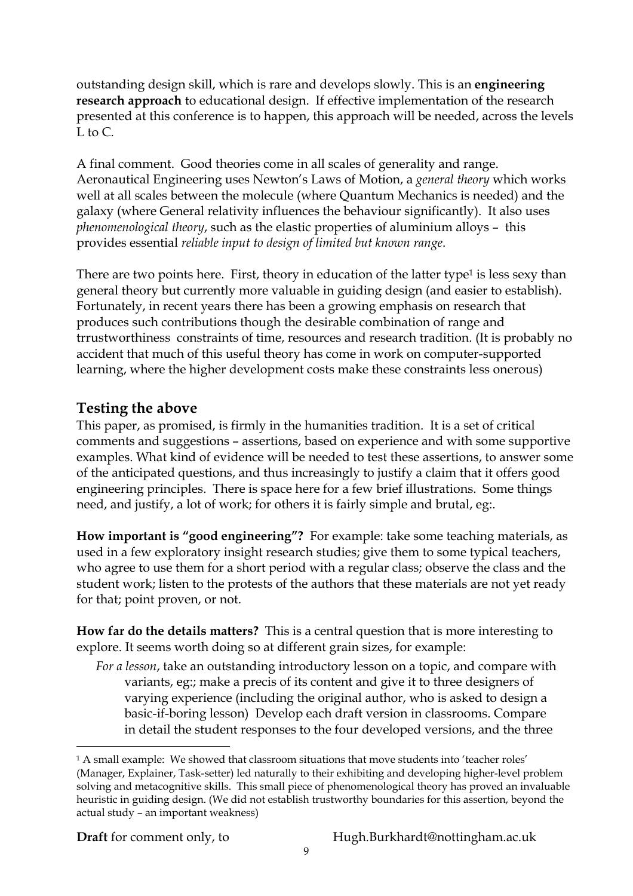outstanding design skill, which is rare and develops slowly. This is an **engineering research approach** to educational design. If effective implementation of the research presented at this conference is to happen, this approach will be needed, across the levels L to C.

A final comment. Good theories come in all scales of generality and range. Aeronautical Engineering uses Newton's Laws of Motion, a *general theory* which works well at all scales between the molecule (where Quantum Mechanics is needed) and the galaxy (where General relativity influences the behaviour significantly). It also uses *phenomenological theory*, such as the elastic properties of aluminium alloys – this provides essential *reliable input to design of limited but known range*.

There are two points here. First, theory in education of the latter type[1] is less sexy than general theory but currently more valuable in guiding design (and easier to establish). Fortunately, in recent years there has been a growing emphasis on research that produces such contributions though the desirable combination of range and trrustworthiness constraints of time, resources and research tradition. (It is probably no accident that much of this useful theory has come in work on computer-supported learning, where the higher development costs make these constraints less onerous)

## Testing the above

This paper, as promised, is firmly in the humanities tradition. It is a set of critical comments and suggestions – assertions, based on experience and with some supportive examples. What kind of evidence will be needed to test these assertions, to answer some of the anticipated questions, and thus increasingly to justify a claim that it offers good engineering principles. There is space here for a few brief illustrations. Some things need, and justify, a lot of work; for others it is fairly simple and brutal, eg:.

**How important is "good engineering"?** For example: take some teaching materials, as used in a few exploratory insight research studies; give them to some typical teachers, who agree to use them for a short period with a regular class; observe the class and the student work; listen to the protests of the authors that these materials are not yet ready for that; point proven, or not.

**How far do the details matters?** This is a central question that is more interesting to explore. It seems worth doing so at different grain sizes, for example:

*For a lesson*, take an outstanding introductory lesson on a topic, and compare with variants, eg:; make a precis of its content and give it to three designers of varying experience (including the original author, who is asked to design a basic-if-boring lesson) Develop each draft version in classrooms. Compare in detail the student responses to the four developed versions, and the three

---

[1] A small example: We showed that classroom situations that move students into 'teacher roles' (Manager, Explainer, Task-setter) led naturally to their exhibiting and developing higher-level problem solving and metacognitive skills. This small piece of phenomenological theory has proved an invaluable heuristic in guiding design. (We did not establish trustworthy boundaries for this assertion, beyond the actual study – an important weakness)

**Draft** for comment only, to Hugh.Burkhardt@nottingham.ac.uk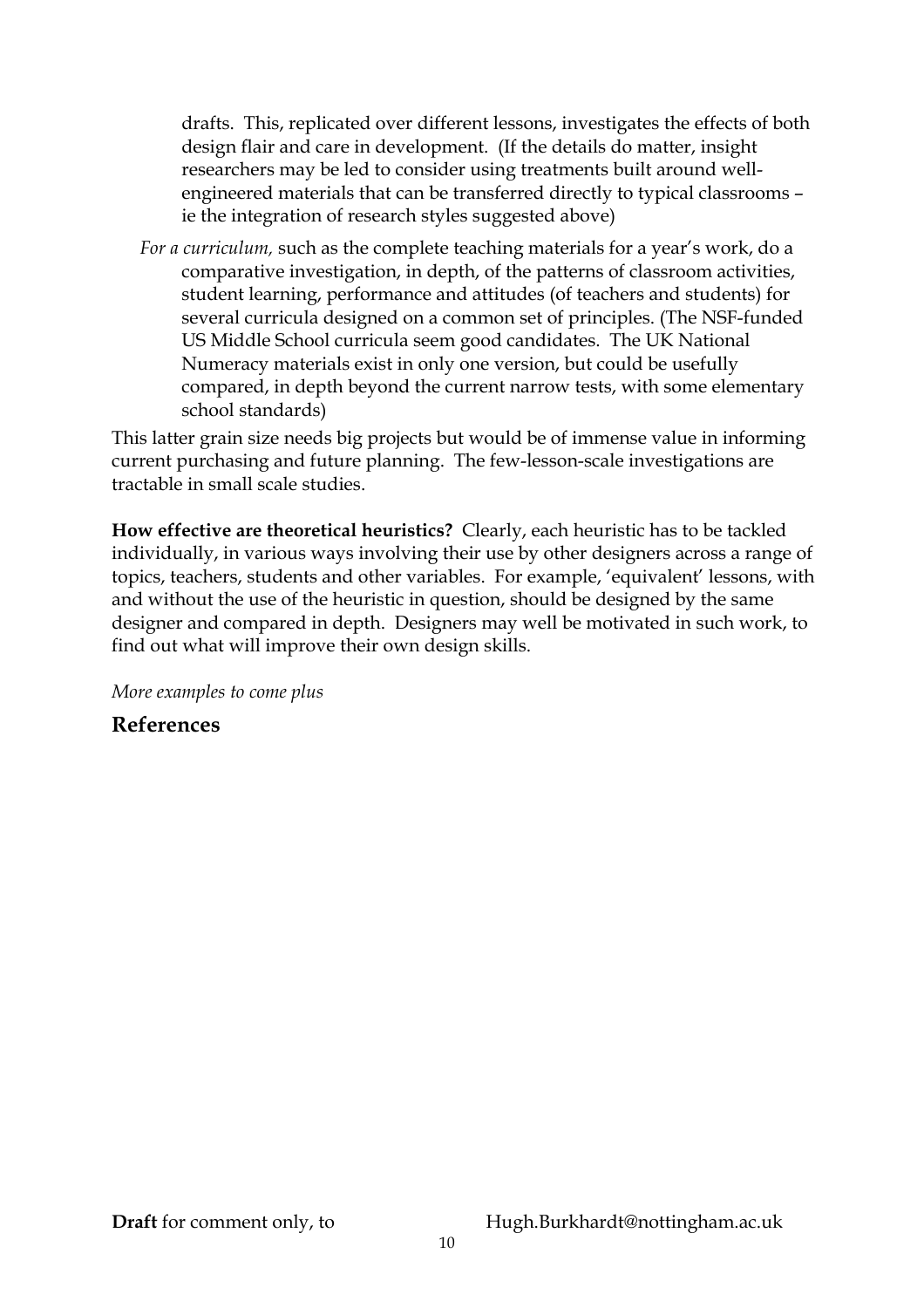drafts. This, replicated over different lessons, investigates the effects of both design flair and care in development. (If the details do matter, insight researchers may be led to consider using treatments built around well-engineered materials that can be transferred directly to typical classrooms – ie the integration of research styles suggested above)

*For a curriculum,* such as the complete teaching materials for a year's work, do a comparative investigation, in depth, of the patterns of classroom activities, student learning, performance and attitudes (of teachers and students) for several curricula designed on a common set of principles. (The NSF-funded US Middle School curricula seem good candidates. The UK National Numeracy materials exist in only one version, but could be usefully compared, in depth beyond the current narrow tests, with some elementary school standards)

This latter grain size needs big projects but would be of immense value in informing current purchasing and future planning. The few-lesson-scale investigations are tractable in small scale studies.

**How effective are theoretical heuristics?** Clearly, each heuristic has to be tackled individually, in various ways involving their use by other designers across a range of topics, teachers, students and other variables. For example, 'equivalent' lessons, with and without the use of the heuristic in question, should be designed by the same designer and compared in depth. Designers may well be motivated in such work, to find out what will improve their own design skills.

*More examples to come plus*

## References